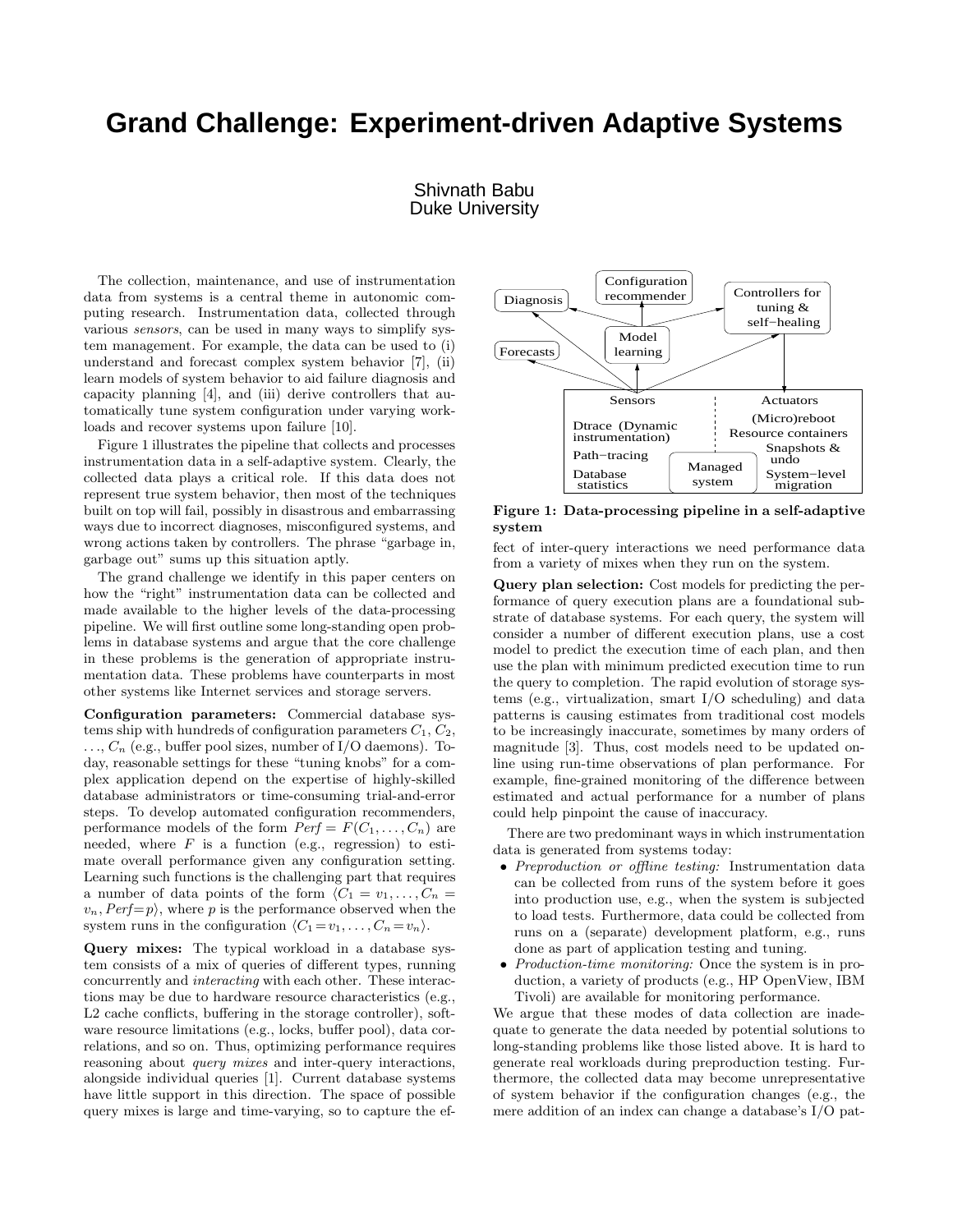# Grand Challenge: Experiment-driven Adaptive Systems

Shivnath Babu
Duke University

The collection, maintenance, and use of instrumentation data from systems is a central theme in autonomic computing research. Instrumentation data, collected through various *sensors*, can be used in many ways to simplify system management. For example, the data can be used to (i) understand and forecast complex system behavior [7], (ii) learn models of system behavior to aid failure diagnosis and capacity planning [4], and (iii) derive controllers that automatically tune system configuration under varying workloads and recover systems upon failure [10].

Figure 1 illustrates the pipeline that collects and processes instrumentation data in a self-adaptive system. Clearly, the collected data plays a critical role. If this data does not represent true system behavior, then most of the techniques built on top will fail, possibly in disastrous and embarrassing ways due to incorrect diagnoses, misconfigured systems, and wrong actions taken by controllers. The phrase "garbage in, garbage out" sums up this situation aptly.

The grand challenge we identify in this paper centers on how the "right" instrumentation data can be collected and made available to the higher levels of the data-processing pipeline. We will first outline some long-standing open problems in database systems and argue that the core challenge in these problems is the generation of appropriate instrumentation data. These problems have counterparts in most other systems like Internet services and storage servers.

**Configuration parameters:** Commercial database systems ship with hundreds of configuration parameters $C_1$, $C_2$, $\ldots$, $C_n$ (e.g., buffer pool sizes, number of I/O daemons). Today, reasonable settings for these "tuning knobs" for a complex application depend on the expertise of highly-skilled database administrators or time-consuming trial-and-error steps. To develop automated configuration recommenders, performance models of the form $Perf = F(C_1, \ldots, C_n)$ are needed, where $F$ is a function (e.g., regression) to estimate overall performance given any configuration setting. Learning such functions is the challenging part that requires a number of data points of the form $\langle C_1 = v_1, \ldots, C_n = v_n, Perf{=}p\rangle$, where $p$ is the performance observed when the system runs in the configuration $\langle C_1{=}v_1, \ldots, C_n{=}v_n\rangle$.

**Query mixes:** The typical workload in a database system consists of a mix of queries of different types, running concurrently and *interacting* with each other. These interactions may be due to hardware resource characteristics (e.g., L2 cache conflicts, buffering in the storage controller), software resource limitations (e.g., locks, buffer pool), data correlations, and so on. Thus, optimizing performance requires reasoning about *query mixes* and inter-query interactions, alongside individual queries [1]. Current database systems have little support in this direction. The space of possible query mixes is large and time-varying, so to capture the effect of inter-query interactions we need performance data from a variety of mixes when they run on the system.

Diagnosis | Configuration recommender | Controllers for tuning & self−healing | Forecasts | Model learning | Sensors | Actuators | Dtrace (Dynamic instrumentation) | Path−tracing | Database statistics | Managed system | (Micro)reboot | Resource containers | Snapshots & undo | System−level migration

**Figure 1: Data-processing pipeline in a self-adaptive system**

**Query plan selection:** Cost models for predicting the performance of query execution plans are a foundational substrate of database systems. For each query, the system will consider a number of different execution plans, use a cost model to predict the execution time of each plan, and then use the plan with minimum predicted execution time to run the query to completion. The rapid evolution of storage systems (e.g., virtualization, smart I/O scheduling) and data patterns is causing estimates from traditional cost models to be increasingly inaccurate, sometimes by many orders of magnitude [3]. Thus, cost models need to be updated online using run-time observations of plan performance. For example, fine-grained monitoring of the difference between estimated and actual performance for a number of plans could help pinpoint the cause of inaccuracy.

There are two predominant ways in which instrumentation data is generated from systems today:

- *Preproduction or offline testing:* Instrumentation data can be collected from runs of the system before it goes into production use, e.g., when the system is subjected to load tests. Furthermore, data could be collected from runs on a (separate) development platform, e.g., runs done as part of application testing and tuning.
- *Production-time monitoring:* Once the system is in production, a variety of products (e.g., HP OpenView, IBM Tivoli) are available for monitoring performance.

We argue that these modes of data collection are inadequate to generate the data needed by potential solutions to long-standing problems like those listed above. It is hard to generate real workloads during preproduction testing. Furthermore, the collected data may become unrepresentative of system behavior if the configuration changes (e.g., the mere addition of an index can change a database's I/O pat-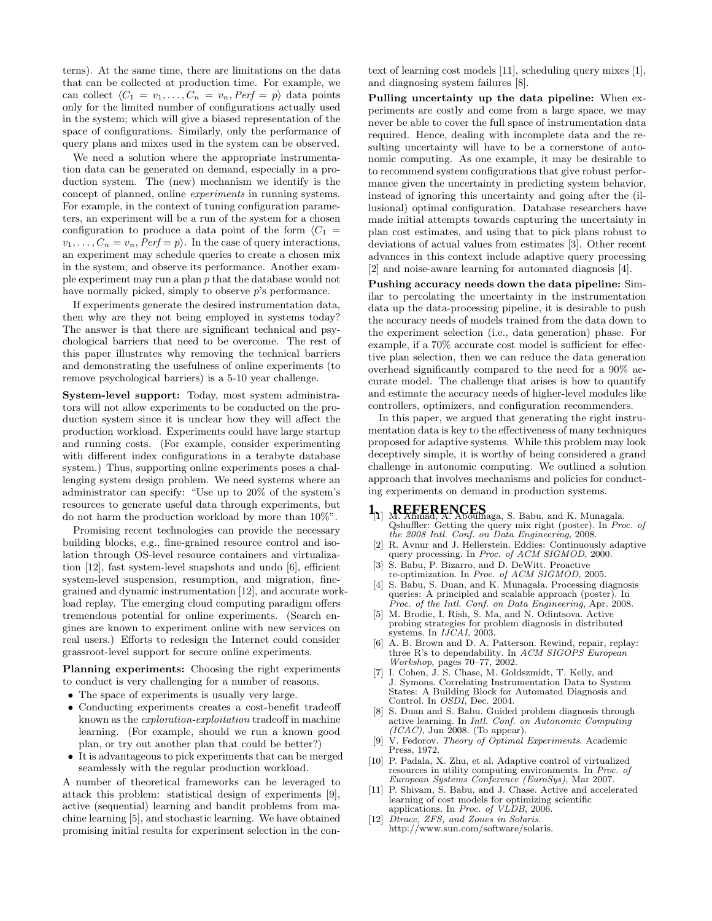terns). At the same time, there are limitations on the data that can be collected at production time. For example, we can collect $\langle C_1 = v_1, \ldots, C_n = v_n, Perf = p\rangle$ data points only for the limited number of configurations actually used in the system; which will give a biased representation of the space of configurations. Similarly, only the performance of query plans and mixes used in the system can be observed.

We need a solution where the appropriate instrumentation data can be generated on demand, especially in a production system. The (new) mechanism we identify is the concept of planned, online *experiments* in running systems. For example, in the context of tuning configuration parameters, an experiment will be a run of the system for a chosen configuration to produce a data point of the form $\langle C_1 = v_1, \ldots, C_n = v_n, Perf = p\rangle$. In the case of query interactions, an experiment may schedule queries to create a chosen mix in the system, and observe its performance. Another example experiment may run a plan $p$ that the database would not have normally picked, simply to observe $p$'s performance.

If experiments generate the desired instrumentation data, then why are they not being employed in systems today? The answer is that there are significant technical and psychological barriers that need to be overcome. The rest of this paper illustrates why removing the technical barriers and demonstrating the usefulness of online experiments (to remove psychological barriers) is a 5-10 year challenge.

**System-level support:** Today, most system administrators will not allow experiments to be conducted on the production system since it is unclear how they will affect the production workload. Experiments could have large startup and running costs. (For example, consider experimenting with different index configurations in a terabyte database system.) Thus, supporting online experiments poses a challenging system design problem. We need systems where an administrator can specify: "Use up to 20% of the system's resources to generate useful data through experiments, but do not harm the production workload by more than 10%".

Promising recent technologies can provide the necessary building blocks, e.g., fine-grained resource control and isolation through OS-level resource containers and virtualization [12], fast system-level snapshots and undo [6], efficient system-level suspension, resumption, and migration, fine-grained and dynamic instrumentation [12], and accurate workload replay. The emerging cloud computing paradigm offers tremendous potential for online experiments. (Search engines are known to experiment online with new services on real users.) Efforts to redesign the Internet could consider grassroot-level support for secure online experiments.

**Planning experiments:** Choosing the right experiments to conduct is very challenging for a number of reasons.

- The space of experiments is usually very large.
- Conducting experiments creates a cost-benefit tradeoff known as the *exploration-exploitation* tradeoff in machine learning. (For example, should we run a known good plan, or try out another plan that could be better?)
- It is advantageous to pick experiments that can be merged seamlessly with the regular production workload.

A number of theoretical frameworks can be leveraged to attack this problem: statistical design of experiments [9], active (sequential) learning and bandit problems from machine learning [5], and stochastic learning. We have obtained promising initial results for experiment selection in the context of learning cost models [11], scheduling query mixes [1], and diagnosing system failures [8].

**Pulling uncertainty up the data pipeline:** When experiments are costly and come from a large space, we may never be able to cover the full space of instrumentation data required. Hence, dealing with incomplete data and the resulting uncertainty will have to be a cornerstone of autonomic computing. As one example, it may be desirable to recommend system configurations that give robust performance given the uncertainty in predicting system behavior, instead of ignoring this uncertainty and going after the (illusional) optimal configuration. Database researchers have made initial attempts towards capturing the uncertainty in plan cost estimates, and using that to pick plans robust to deviations of actual values from estimates [3]. Other recent advances in this context include adaptive query processing [2] and noise-aware learning for automated diagnosis [4].

**Pushing accuracy needs down the data pipeline:** Similar to percolating the uncertainty in the instrumentation data up the data-processing pipeline, it is desirable to push the accuracy needs of models trained from the data down to the experiment selection (i.e., data generation) phase. For example, if a 70% accurate cost model is sufficient for effective plan selection, then we can reduce the data generation overhead significantly compared to the need for a 90% accurate model. The challenge that arises is how to quantify and estimate the accuracy needs of higher-level modules like controllers, optimizers, and configuration recommenders.

In this paper, we argued that generating the right instrumentation data is key to the effectiveness of many techniques proposed for adaptive systems. While this problem may look deceptively simple, it is worthy of being considered a grand challenge in autonomic computing. We outlined a solution approach that involves mechanisms and policies for conducting experiments on demand in production systems.

# 1. REFERENCES

[1] M. Ahmad, A. Aboulnaga, S. Babu, and K. Munagala. Qshuffler: Getting the query mix right (poster). In *Proc. of the 2008 Intl. Conf. on Data Engineering*, 2008.

[2] R. Avnur and J. Hellerstein. Eddies: Continuously adaptive query processing. In *Proc. of ACM SIGMOD*, 2000.

[3] S. Babu, P. Bizarro, and D. DeWitt. Proactive re-optimization. In *Proc. of ACM SIGMOD*, 2005.

[4] S. Babu, S. Duan, and K. Munagala. Processing diagnosis queries: A principled and scalable approach (poster). In *Proc. of the Intl. Conf. on Data Engineering*, Apr. 2008.

[5] M. Brodie, I. Rish, S. Ma, and N. Odintsova. Active probing strategies for problem diagnosis in distributed systems. In *IJCAI*, 2003.

[6] A. B. Brown and D. A. Patterson. Rewind, repair, replay: three R's to dependability. In *ACM SIGOPS European Workshop*, pages 70–77, 2002.

[7] I. Cohen, J. S. Chase, M. Goldszmidt, T. Kelly, and J. Symons. Correlating Instrumentation Data to System States: A Building Block for Automated Diagnosis and Control. In *OSDI*, Dec. 2004.

[8] S. Duan and S. Babu. Guided problem diagnosis through active learning. In *Intl. Conf. on Autonomic Computing (ICAC)*, Jun 2008. (To appear).

[9] V. Fedorov. *Theory of Optimal Experiments*. Academic Press, 1972.

[10] P. Padala, X. Zhu, et al. Adaptive control of virtualized resources in utility computing environments. In *Proc. of European Systems Conference (EuroSys)*, Mar 2007.

[11] P. Shivam, S. Babu, and J. Chase. Active and accelerated learning of cost models for optimizing scientific applications. In *Proc. of VLDB*, 2006.

[12] *Dtrace, ZFS, and Zones in Solaris.* http://www.sun.com/software/solaris.